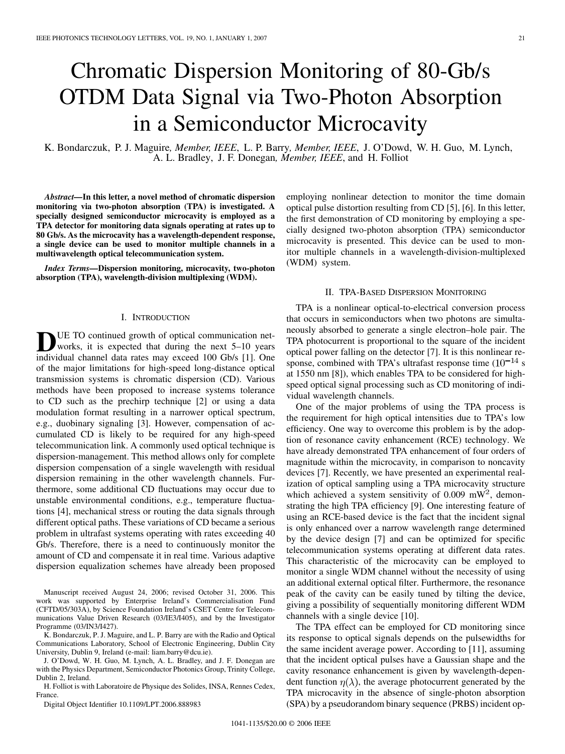# Chromatic Dispersion Monitoring of 80-Gb/s OTDM Data Signal via Two-Photon Absorption in a Semiconductor Microcavity

K. Bondarczuk, P. J. Maguire, *Member, IEEE*, L. P. Barry, *Member, IEEE*, J. O'Dowd, W. H. Guo, M. Lynch, A. L. Bradley, J. F. Donegan, *Member, IEEE*, and H. Folliot

***Abstract*—In this letter, a novel method of chromatic dispersion monitoring via two-photon absorption (TPA) is investigated. A specially designed semiconductor microcavity is employed as a TPA detector for monitoring data signals operating at rates up to 80 Gb/s. As the microcavity has a wavelength-dependent response, a single device can be used to monitor multiple channels in a multiwavelength optical telecommunication system.**

***Index Terms*—Dispersion monitoring, microcavity, two-photon absorption (TPA), wavelength-division multiplexing (WDM).**

## I. Introduction

Due to continued growth of optical communication networks, it is expected that during the next 5–10 years individual channel data rates may exceed 100 Gb/s [1]. One of the major limitations for high-speed long-distance optical transmission systems is chromatic dispersion (CD). Various methods have been proposed to increase systems tolerance to CD such as the prechirp technique [2] or using a data modulation format resulting in a narrower optical spectrum, e.g., duobinary signaling [3]. However, compensation of accumulated CD is likely to be required for any high-speed telecommunication link. A commonly used optical technique is dispersion-management. This method allows only for complete dispersion compensation of a single wavelength with residual dispersion remaining in the other wavelength channels. Furthermore, some additional CD fluctuations may occur due to unstable environmental conditions, e.g., temperature fluctuations [4], mechanical stress or routing the data signals through different optical paths. These variations of CD became a serious problem in ultrafast systems operating with rates exceeding 40 Gb/s. Therefore, there is a need to continuously monitor the amount of CD and compensate it in real time. Various adaptive dispersion equalization schemes have already been proposed employing nonlinear detection to monitor the time domain optical pulse distortion resulting from CD [5], [6]. In this letter, the first demonstration of CD monitoring by employing a specially designed two-photon absorption (TPA) semiconductor microcavity is presented. This device can be used to monitor multiple channels in a wavelength-division-multiplexed (WDM) system.

Manuscript received August 24, 2006; revised October 31, 2006. This work was supported by Enterprise Ireland's Commercialisation Fund (CFTD/05/303A), by Science Foundation Ireland's CSET Centre for Telecommunications Value Driven Research (03/IE3/I405), and by the Investigator Programme (03/IN3/I427).

K. Bondarczuk, P. J. Maguire, and L. P. Barry are with the Radio and Optical Communications Laboratory, School of Electronic Engineering, Dublin City University, Dublin 9, Ireland (e-mail: liam.barry@dcu.ie).

J. O'Dowd, W. H. Guo, M. Lynch, A. L. Bradley, and J. F. Donegan are with the Physics Department, Semiconductor Photonics Group, Trinity College, Dublin 2, Ireland.

H. Folliot is with Laboratoire de Physique des Solides, INSA, Rennes Cedex, France.

Digital Object Identifier 10.1109/LPT.2006.888983

## II. TPA-Based Dispersion Monitoring

TPA is a nonlinear optical-to-electrical conversion process that occurs in semiconductors when two photons are simultaneously absorbed to generate a single electron–hole pair. The TPA photocurrent is proportional to the square of the incident optical power falling on the detector [7]. It is this nonlinear response, combined with TPA's ultrafast response time ($10^{-14}$ s at 1550 nm [8]), which enables TPA to be considered for high-speed optical signal processing such as CD monitoring of individual wavelength channels.

One of the major problems of using the TPA process is the requirement for high optical intensities due to TPA's low efficiency. One way to overcome this problem is by the adoption of resonance cavity enhancement (RCE) technology. We have already demonstrated TPA enhancement of four orders of magnitude within the microcavity, in comparison to noncavity devices [7]. Recently, we have presented an experimental realization of optical sampling using a TPA microcavity structure which achieved a system sensitivity of 0.009 $\text{mW}^2$, demonstrating the high TPA efficiency [9]. One interesting feature of using an RCE-based device is the fact that the incident signal is only enhanced over a narrow wavelength range determined by the device design [7] and can be optimized for specific telecommunication systems operating at different data rates. This characteristic of the microcavity can be employed to monitor a single WDM channel without the necessity of using an additional external optical filter. Furthermore, the resonance peak of the cavity can be easily tuned by tilting the device, giving a possibility of sequentially monitoring different WDM channels with a single device [10].

The TPA effect can be employed for CD monitoring since its response to optical signals depends on the pulsewidths for the same incident average power. According to [11], assuming that the incident optical pulses have a Gaussian shape and the cavity resonance enhancement is given by wavelength-dependent function $\eta(\lambda)$, the average photocurrent generated by the TPA microcavity in the absence of single-photon absorption (SPA) by a pseudorandom binary sequence (PRBS) incident op-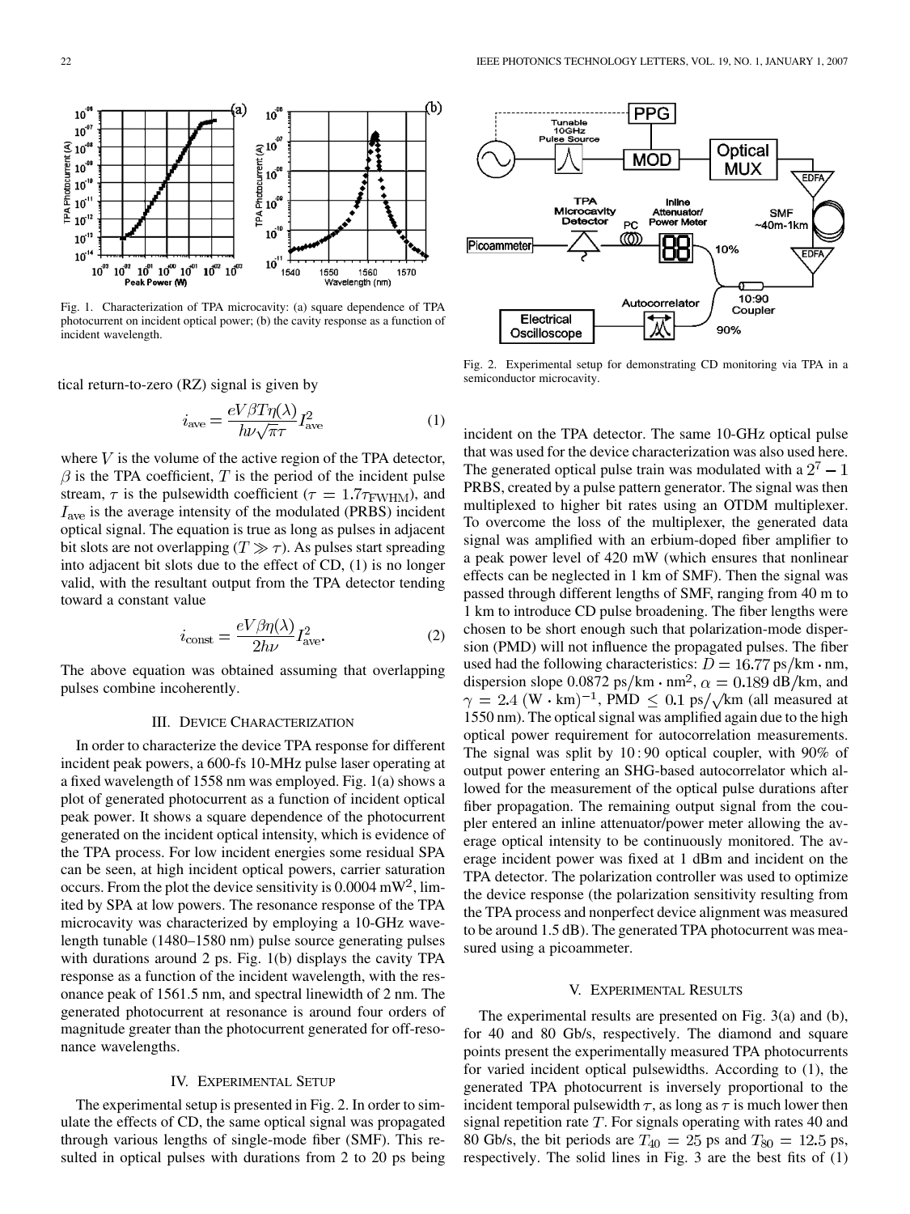Fig. 1. Characterization of TPA microcavity: (a) square dependence of TPA photocurrent on incident optical power; (b) the cavity response as a function of incident wavelength.

tical return-to-zero (RZ) signal is given by

$$i_{\text{ave}} = \frac{eV\beta T\eta(\lambda)}{h\nu\sqrt{\pi}\tau} I_{\text{ave}}^2 \tag{1}$$

where $V$ is the volume of the active region of the TPA detector, $\beta$ is the TPA coefficient, $T$ is the period of the incident pulse stream, $\tau$ is the pulsewidth coefficient ($\tau = 1.7\tau_{\text{FWHM}}$), and $I_{\text{ave}}$ is the average intensity of the modulated (PRBS) incident optical signal. The equation is true as long as pulses in adjacent bit slots are not overlapping ($T \gg \tau$). As pulses start spreading into adjacent bit slots due to the effect of CD, (1) is no longer valid, with the resultant output from the TPA detector tending toward a constant value

$$i_{\text{const}} = \frac{eV\beta\eta(\lambda)}{2h\nu} I_{\text{ave}}^2. \tag{2}$$

The above equation was obtained assuming that overlapping pulses combine incoherently.

## III. Device Characterization

In order to characterize the device TPA response for different incident peak powers, a 600-fs 10-MHz pulse laser operating at a fixed wavelength of 1558 nm was employed. Fig. 1(a) shows a plot of generated photocurrent as a function of incident optical peak power. It shows a square dependence of the photocurrent generated on the incident optical intensity, which is evidence of the TPA process. For low incident energies some residual SPA can be seen, at high incident optical powers, carrier saturation occurs. From the plot the device sensitivity is 0.0004 $\text{mW}^2$, limited by SPA at low powers. The resonance response of the TPA microcavity was characterized by employing a 10-GHz wavelength tunable (1480–1580 nm) pulse source generating pulses with durations around 2 ps. Fig. 1(b) displays the cavity TPA response as a function of the incident wavelength, with the resonance peak of 1561.5 nm, and spectral linewidth of 2 nm. The generated photocurrent at resonance is around four orders of magnitude greater than the photocurrent generated for off-resonance wavelengths.

## IV. Experimental Setup

The experimental setup is presented in Fig. 2. In order to simulate the effects of CD, the same optical signal was propagated through various lengths of single-mode fiber (SMF). This resulted in optical pulses with durations from 2 to 20 ps being incident on the TPA detector. The same 10-GHz optical pulse that was used for the device characterization was also used here. The generated optical pulse train was modulated with a $2^7 - 1$ PRBS, created by a pulse pattern generator. The signal was then multiplexed to higher bit rates using an OTDM multiplexer. To overcome the loss of the multiplexer, the generated data signal was amplified with an erbium-doped fiber amplifier to a peak power level of 420 mW (which ensures that nonlinear effects can be neglected in 1 km of SMF). Then the signal was passed through different lengths of SMF, ranging from 40 m to 1 km to introduce CD pulse broadening. The fiber lengths were chosen to be short enough such that polarization-mode dispersion (PMD) will not influence the propagated pulses. The fiber used had the following characteristics: $D = 16.77$ ps/km · nm, dispersion slope 0.0872 ps/km · nm$^2$, $\alpha = 0.189$ dB/km, and $\gamma = 2.4$ (W · km)$^{-1}$, PMD $\leq 0.1$ ps/$\sqrt{\text{km}}$ (all measured at 1550 nm). The optical signal was amplified again due to the high optical power requirement for autocorrelation measurements. The signal was split by 10 : 90 optical coupler, with 90% of output power entering an SHG-based autocorrelator which allowed for the measurement of the optical pulse durations after fiber propagation. The remaining output signal from the coupler entered an inline attenuator/power meter allowing the average optical intensity to be continuously monitored. The average incident power was fixed at 1 dBm and incident on the TPA detector. The polarization controller was used to optimize the device response (the polarization sensitivity resulting from the TPA process and nonperfect device alignment was measured to be around 1.5 dB). The generated TPA photocurrent was measured using a picoammeter.

Fig. 2. Experimental setup for demonstrating CD monitoring via TPA in a semiconductor microcavity.

## V. Experimental Results

The experimental results are presented on Fig. 3(a) and (b), for 40 and 80 Gb/s, respectively. The diamond and square points present the experimentally measured TPA photocurrents for varied incident optical pulsewidths. According to (1), the generated TPA photocurrent is inversely proportional to the incident temporal pulsewidth $\tau$, as long as $\tau$ is much lower then signal repetition rate $T$. For signals operating with rates 40 and 80 Gb/s, the bit periods are $T_{40} = 25$ ps and $T_{80} = 12.5$ ps, respectively. The solid lines in Fig. 3 are the best fits of (1)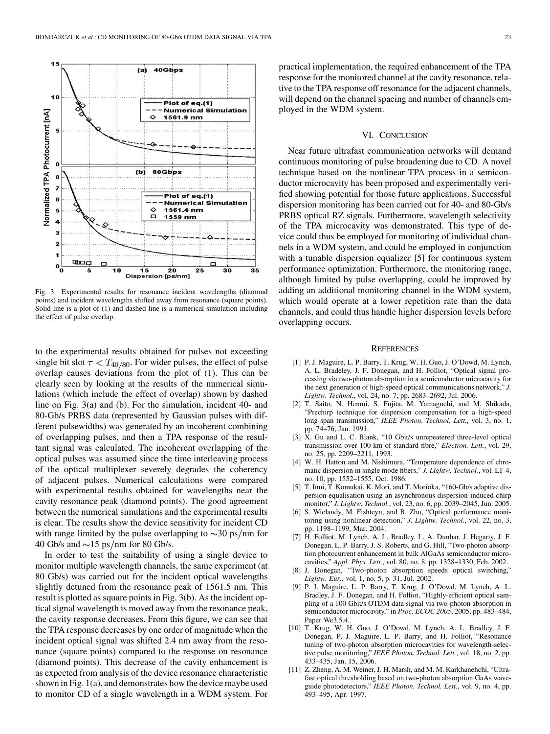(a) 40Gbps

(b) 80Gbps

Plot of eq.(1)

Numerical Simulation

1561.9 nm

1561.4 nm

1559 nm

Normalized TPA Photocurrent [nA]

Dispersion [ps/nm]

0 5 10 15 20 25 30 35

0 5 10 15

0 1 2 3 4 5 6 7 8

Fig. 3. Experimental results for resonance incident wavelengths (diamond points) and incident wavelengths shifted away from resonance (square points). Solid line is a plot of (1) and dashed line is a numerical simulation including the effect of pulse overlap.

to the experimental results obtained for pulses not exceeding single bit slot $\tau < T_{40/80}$. For wider pulses, the effect of pulse overlap causes deviations from the plot of (1). This can be clearly seen by looking at the results of the numerical simulations (which include the effect of overlap) shown by dashed line on Fig. 3(a) and (b). For the simulation, incident 40- and 80-Gb/s PRBS data (represented by Gaussian pulses with different pulsewidths) was generated by an incoherent combining of overlapping pulses, and then a TPA response of the resultant signal was calculated. The incoherent overlapping of the optical pulses was assumed since the time interleaving process of the optical multiplexer severely degrades the coherency of adjacent pulses. Numerical calculations were compared with experimental results obtained for wavelengths near the cavity resonance peak (diamond points). The good agreement between the numerical simulations and the experimental results is clear. The results show the device sensitivity for incident CD with range limited by the pulse overlapping to $\sim$30 ps/nm for 40 Gb/s and $\sim$15 ps/nm for 80 Gb/s.

In order to test the suitability of using a single device to monitor multiple wavelength channels, the same experiment (at 80 Gb/s) was carried out for the incident optical wavelengths slightly detuned from the resonance peak of 1561.5 nm. This result is plotted as square points in Fig. 3(b). As the incident optical signal wavelength is moved away from the resonance peak, the cavity response decreases. From this figure, we can see that the TPA response decreases by one order of magnitude when the incident optical signal was shifted 2.4 nm away from the resonance (square points) compared to the response on resonance (diamond points). This decrease of the cavity enhancement is as expected from analysis of the device resonance characteristic shown in Fig. 1(a), and demonstrates how the device maybe used to monitor CD of a single wavelength in a WDM system. For practical implementation, the required enhancement of the TPA response for the monitored channel at the cavity resonance, relative to the TPA response off resonance for the adjacent channels, will depend on the channel spacing and number of channels employed in the WDM system.

## VI. Conclusion

Near future ultrafast communication networks will demand continuous monitoring of pulse broadening due to CD. A novel technique based on the nonlinear TPA process in a semiconductor microcavity has been proposed and experimentally verified showing potential for those future applications. Successful dispersion monitoring has been carried out for 40- and 80-Gb/s PRBS optical RZ signals. Furthermore, wavelength selectivity of the TPA microcavity was demonstrated. This type of device could thus be employed for monitoring of individual channels in a WDM system, and could be employed in conjunction with a tunable dispersion equalizer [5] for continuous system performance optimization. Furthermore, the monitoring range, although limited by pulse overlapping, could be improved by adding an additional monitoring channel in the WDM system, which would operate at a lower repetition rate than the data channels, and could thus handle higher dispersion levels before overlapping occurs.

## References

[1] P. J. Maguire, L. P. Barry, T. Krug, W. H. Guo, J. O'Dowd, M. Lynch, A. L. Bradeley, J. F. Donegan, and H. Folliot, "Optical signal processing via two-photon absorption in a semiconductor microcavity for the next generation of high-speed optical communications network," *J. Lightw. Technol.*, vol. 24, no. 7, pp. 2683–2692, Jul. 2006.

[2] T. Saito, N. Henmi, S. Fujita, M. Yamaguchi, and M. Shikada, "Prechirp technique for dispersion compensation for a high-speed long-span transmission," *IEEE Photon. Technol. Lett.*, vol. 3, no. 1, pp. 74–76, Jan. 1991.

[3] X. Gu and L. C. Blank, "10 Gbit/s unrepeatered three-level optical transmission over 100 km of standard fibre," *Electron. Lett.*, vol. 29, no. 25, pp. 2209–2211, 1993.

[4] W. H. Hatton and M. Nishimura, "Temperature dependence of chromatic dispersion in single mode fibers," *J. Lightw. Technol.*, vol. LT-4, no. 10, pp. 1552–1555, Oct. 1986.

[5] T. Inui, T. Komukai, K. Mori, and T. Morioka, "160-Gb/s adaptive dispersion equalisation using an asynchronous dispersion-induced chirp monitor," *J. Lightw. Technol.*, vol. 23, no. 6, pp. 2039–2045, Jun. 2005.

[6] S. Wielandy, M. Fishteyn, and B. Zhu, "Optical performance monitoring using nonlinear detection," *J. Lightw. Technol.*, vol. 22, no. 3, pp. 1198–1199, Mar. 2004.

[7] H. Folliot, M. Lynch, A. L. Bradley, L. A. Dunbar, J. Hegarty, J. F. Donegan, L. P. Barry, J. S. Roberts, and G. Hill, "Two-photon absorption photocurrent enhancement in bulk AlGaAs semiconductor microcavities," *Appl. Phys. Lett.*, vol. 80, no. 8, pp. 1328–1330, Feb. 2002.

[8] J. Donegan, "Two-photon absorption speeds optical switching," *Lightw. Eur.*, vol. 1, no. 5, p. 31, Jul. 2002.

[9] P. J. Maguire, L. P. Barry, T. Krug, J. O'Dowd, M. Lynch, A. L. Bradley, J. F. Donegan, and H. Folliot, "Highly-efficient optical sampling of a 100 Gbit/s OTDM data signal via two-photon absorption in semiconductor microcavity," in *Proc. ECOC 2005*, 2005, pp. 483–484, Paper We3.5.4..

[10] T. Krug, W. H. Guo, J. O'Dowd, M. Lynch, A. L. Bradley, J. F. Donegan, P. J. Maguire, L. P. Barry, and H. Folliot, "Resonance tuning of two-photon absorption microcavities for wavelength-selective pulse monitoring," *IEEE Photon. Technol. Lett.*, vol. 18, no. 2, pp. 433–435, Jan. 15, 2006.

[11] Z. Zheng, A. M. Weiner, J. H. Marsh, and M. M. Karkhanehchi, "Ultrafast optical thresholding based on two-photon absorption GaAs waveguide photodetectors," *IEEE Photon. Technol. Lett.*, vol. 9, no. 4, pp. 493–495, Apr. 1997.